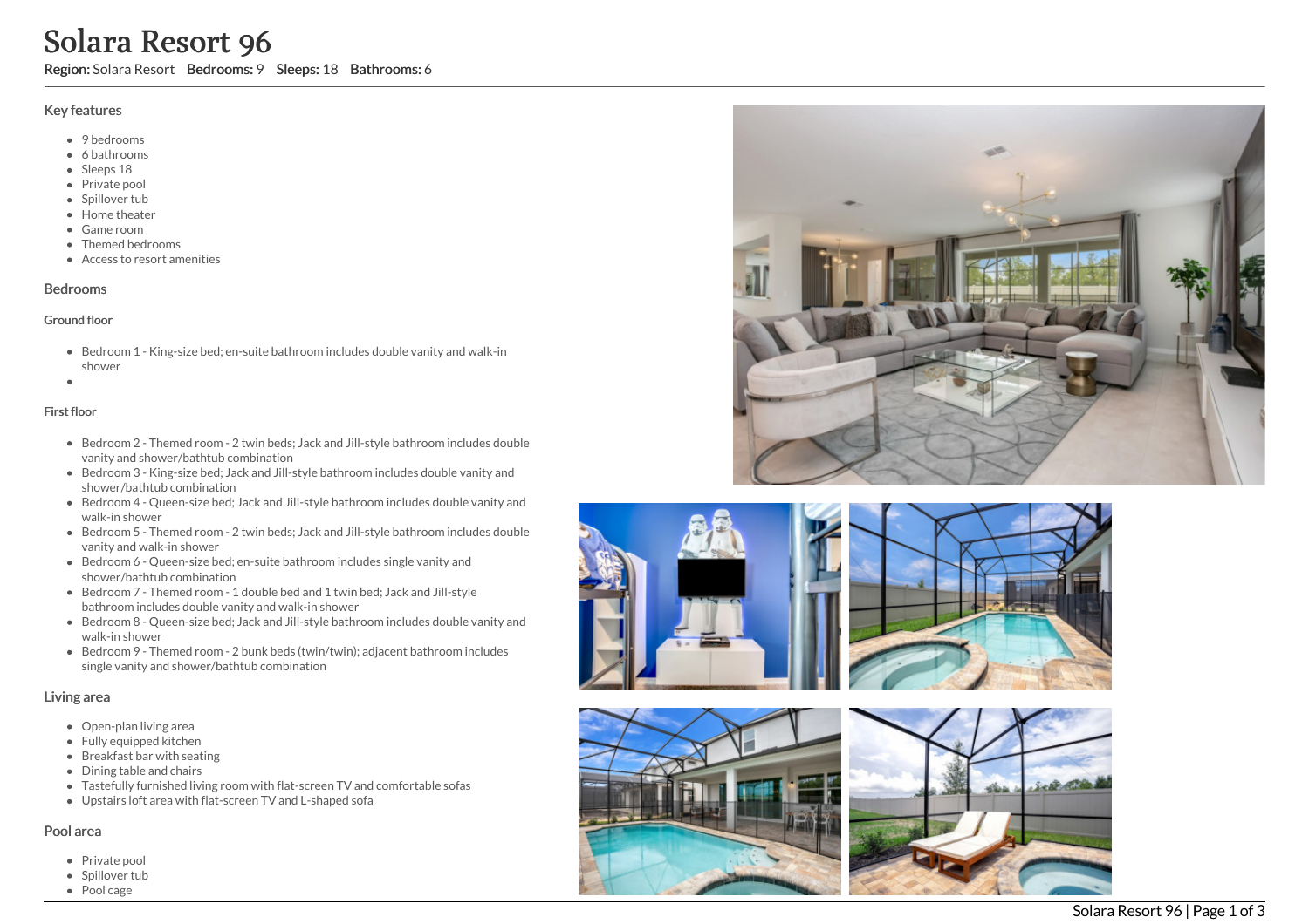# Solara Resort 96

**Region:** Solara Resort **Bedrooms:** 9 **Sleeps:** 18 **Bathrooms:** 6

## Key features

- 9 bedrooms
- 6 bathrooms
- Sleeps 18
- Private pool
- Spillover tub
- Home theater
- Game room
- Themed bedrooms
- Access to resort amenities

## Bedrooms

### Ground floor

- Bedroom 1 - King-size bed; en-suite bathroom includes double vanity and walk-in shower
- 

### First floor

- Bedroom 2 - Themed room - 2 twin beds; Jack and Jill-style bathroom includes double vanity and shower/bathtub combination
- Bedroom 3 - King-size bed; Jack and Jill-style bathroom includes double vanity and shower/bathtub combination
- Bedroom 4 - Queen-size bed; Jack and Jill-style bathroom includes double vanity and walk-in shower
- Bedroom 5 - Themed room - 2 twin beds; Jack and Jill-style bathroom includes double vanity and walk-in shower
- Bedroom 6 - Queen-size bed; en-suite bathroom includes single vanity and shower/bathtub combination
- Bedroom 7 - Themed room - 1 double bed and 1 twin bed; Jack and Jill-style bathroom includes double vanity and walk-in shower
- Bedroom 8 - Queen-size bed; Jack and Jill-style bathroom includes double vanity and walk-in shower
- Bedroom 9 - Themed room - 2 bunk beds (twin/twin); adjacent bathroom includes single vanity and shower/bathtub combination

## Living area

- Open-plan living area
- Fully equipped kitchen
- Breakfast bar with seating
- Dining table and chairs
- Tastefully furnished living room with flat-screen TV and comfortable sofas
- Upstairs loft area with flat-screen TV and L-shaped sofa

## Pool area

- Private pool
- Spillover tub
- Pool cage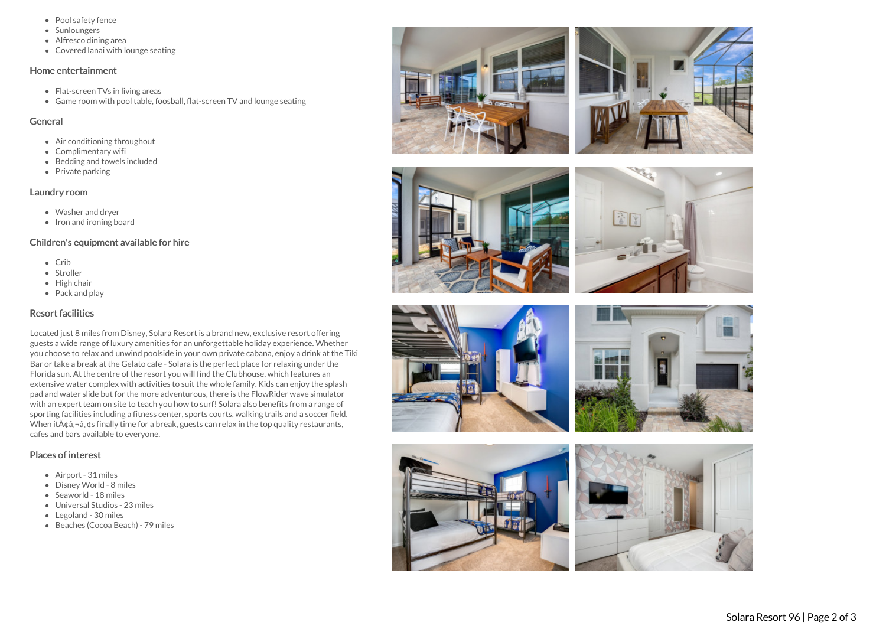- Pool safety fence
- Sunloungers
- Alfresco dining area
- Covered lanai with lounge seating

## Home entertainment

- Flat-screen TVs in living areas
- Game room with pool table, foosball, flat-screen TV and lounge seating

## General

- Air conditioning throughout
- Complimentary wifi
- Bedding and towels included
- Private parking

## Laundry room

- Washer and dryer
- Iron and ironing board

## Children's equipment available for hire

- Crib
- Stroller
- High chair
- Pack and play

## Resort facilities

Located just 8 miles from Disney, Solara Resort is a brand new, exclusive resort offering guests a wide range of luxury amenities for an unforgettable holiday experience. Whether you choose to relax and unwind poolside in your own private cabana, enjoy a drink at the Tiki Bar or take a break at the Gelato cafe - Solara is the perfect place for relaxing under the Florida sun. At the centre of the resort you will find the Clubhouse, which features an extensive water complex with activities to suit the whole family. Kids can enjoy the splash pad and water slide but for the more adventurous, there is the FlowRider wave simulator with an expert team on site to teach you how to surf! Solara also benefits from a range of sporting facilities including a fitness center, sports courts, walking trails and a soccer field. When itÃ¢â‚¬â„¢s finally time for a break, guests can relax in the top quality restaurants, cafes and bars available to everyone.

## Places of interest

- Airport - 31 miles
- Disney World - 8 miles
- Seaworld - 18 miles
- Universal Studios - 23 miles
- Legoland - 30 miles
- Beaches (Cocoa Beach) - 79 miles